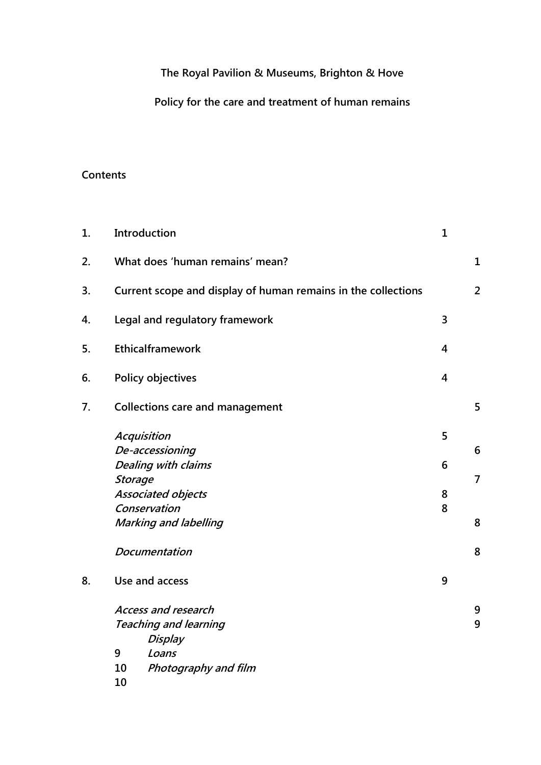**The Royal Pavilion & Museums, Brighton & Hove**

**Policy for the care and treatment of human remains**

**Contents**

| | | |
|---|---|---|
| **1.** | **Introduction** | **1** |
| **2.** | **What does 'human remains' mean?** | **1** |
| **3.** | **Current scope and display of human remains in the collections** | **2** |
| **4.** | **Legal and regulatory framework** | **3** |
| **5.** | **Ethicalframework** | **4** |
| **6.** | **Policy objectives** | **4** |
| **7.** | **Collections care and management** | **5** |
| | ***Acquisition*** | **5** |
| | ***De-accessioning*** | **6** |
| | ***Dealing with claims*** | **6** |
| | ***Storage*** | **7** |
| | ***Associated objects*** | **8** |
| | ***Conservation*** | **8** |
| | ***Marking and labelling*** | **8** |
| | ***Documentation*** | **8** |
| **8.** | **Use and access** | **9** |
| | ***Access and research*** | **9** |
| | ***Teaching and learning*** | **9** |
| | ***Display*** | **9** |
| | ***Loans*** | **10** |
| | ***Photography and film*** | **10** |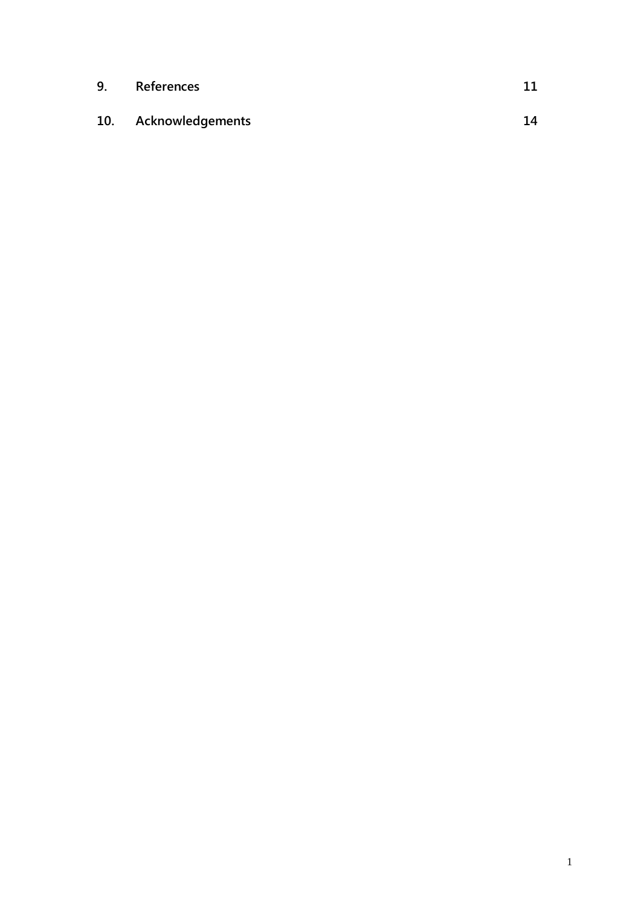| | | |
|---|---|---|
| **9.** | **References** | **11** |
| **10.** | **Acknowledgements** | **14** |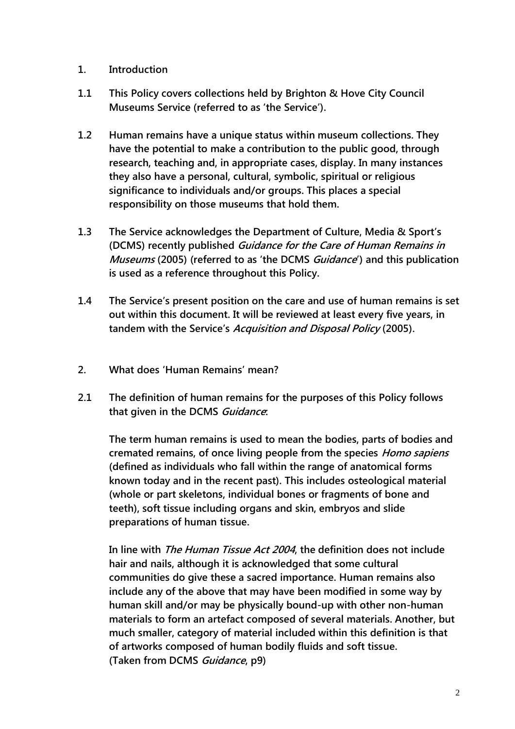## 1. Introduction

**1.1** This Policy covers collections held by Brighton & Hove City Council Museums Service (referred to as 'the Service').

**1.2** Human remains have a unique status within museum collections. They have the potential to make a contribution to the public good, through research, teaching and, in appropriate cases, display. In many instances they also have a personal, cultural, symbolic, spiritual or religious significance to individuals and/or groups. This places a special responsibility on those museums that hold them.

**1.3** The Service acknowledges the Department of Culture, Media & Sport's (DCMS) recently published *Guidance for the Care of Human Remains in Museums* (2005) (referred to as 'the DCMS *Guidance*') and this publication is used as a reference throughout this Policy.

**1.4** The Service's present position on the care and use of human remains is set out within this document. It will be reviewed at least every five years, in tandem with the Service's *Acquisition and Disposal Policy* (2005).

## 2. What does 'Human Remains' mean?

**2.1** The definition of human remains for the purposes of this Policy follows that given in the DCMS *Guidance*:

The term human remains is used to mean the bodies, parts of bodies and cremated remains, of once living people from the species *Homo sapiens* (defined as individuals who fall within the range of anatomical forms known today and in the recent past). This includes osteological material (whole or part skeletons, individual bones or fragments of bone and teeth), soft tissue including organs and skin, embryos and slide preparations of human tissue.

In line with *The Human Tissue Act 2004*, the definition does not include hair and nails, although it is acknowledged that some cultural communities do give these a sacred importance. Human remains also include any of the above that may have been modified in some way by human skill and/or may be physically bound-up with other non-human materials to form an artefact composed of several materials. Another, but much smaller, category of material included within this definition is that of artworks composed of human bodily fluids and soft tissue.
(Taken from DCMS *Guidance*, p9)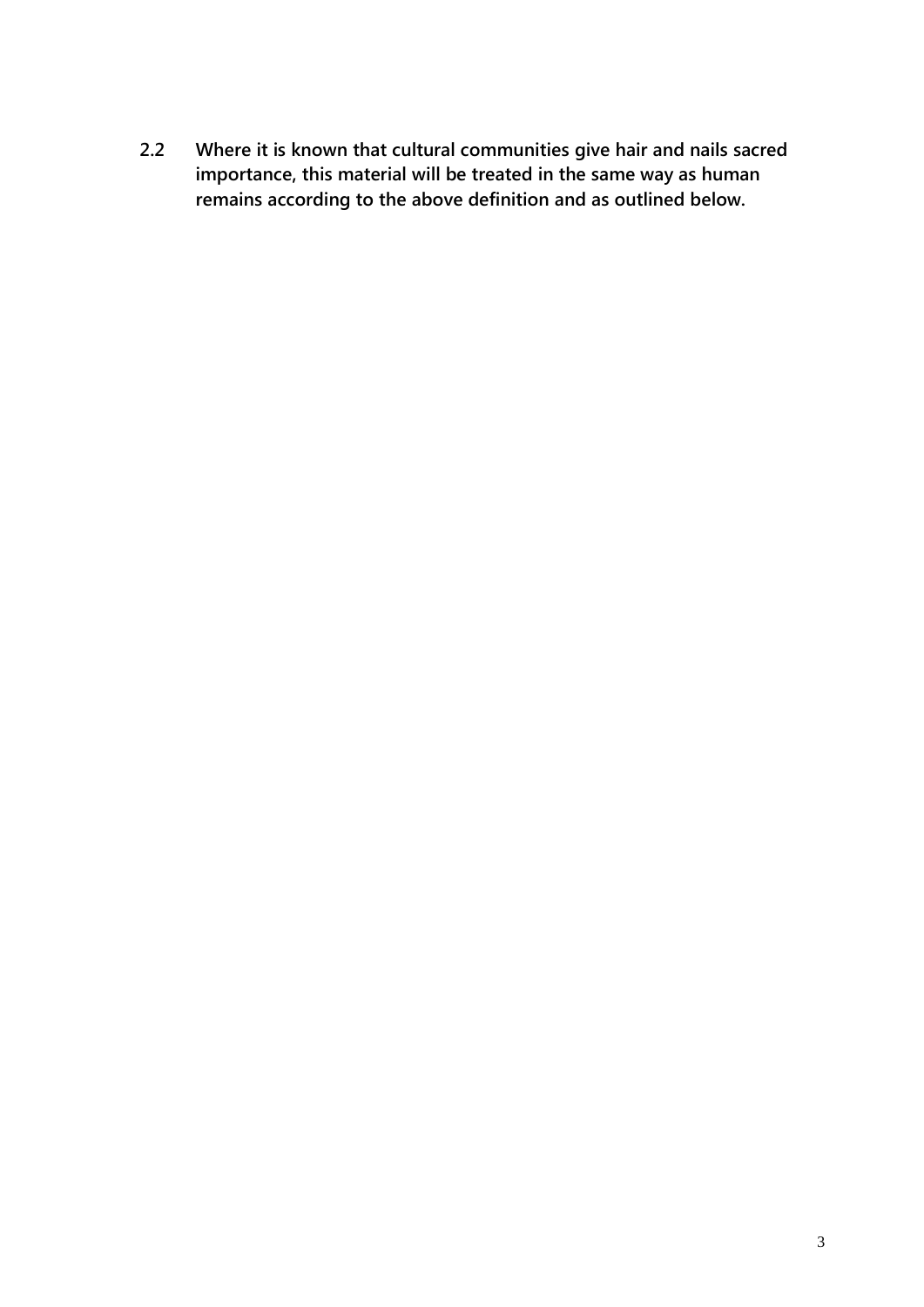**2.2 Where it is known that cultural communities give hair and nails sacred importance, this material will be treated in the same way as human remains according to the above definition and as outlined below.**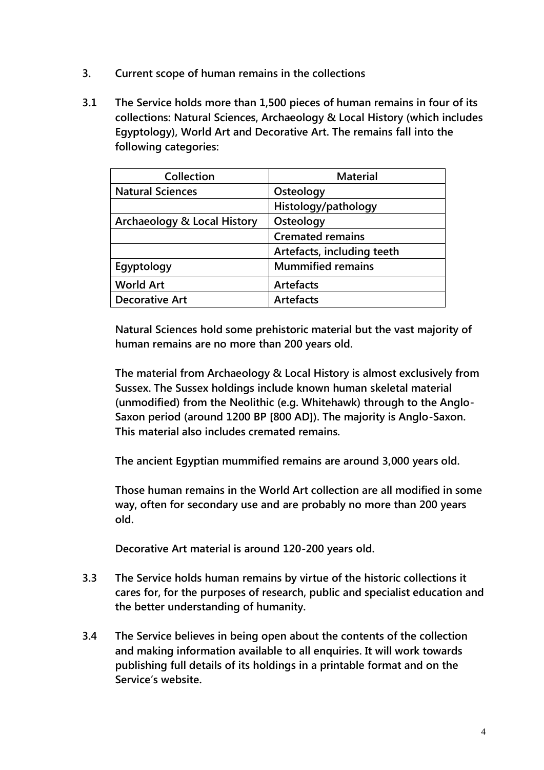## 3. Current scope of human remains in the collections

**3.1 The Service holds more than 1,500 pieces of human remains in four of its collections: Natural Sciences, Archaeology & Local History (which includes Egyptology), World Art and Decorative Art. The remains fall into the following categories:**

| Collection | Material |
|---|---|
| Natural Sciences | Osteology |
| | Histology/pathology |
| Archaeology & Local History | Osteology |
| | Cremated remains |
| | Artefacts, including teeth |
| Egyptology | Mummified remains |
| World Art | Artefacts |
| Decorative Art | Artefacts |

**Natural Sciences hold some prehistoric material but the vast majority of human remains are no more than 200 years old.**

**The material from Archaeology & Local History is almost exclusively from Sussex. The Sussex holdings include known human skeletal material (unmodified) from the Neolithic (e.g. Whitehawk) through to the Anglo-Saxon period (around 1200 BP [800 AD]). The majority is Anglo-Saxon. This material also includes cremated remains.**

**The ancient Egyptian mummified remains are around 3,000 years old.**

**Those human remains in the World Art collection are all modified in some way, often for secondary use and are probably no more than 200 years old.**

**Decorative Art material is around 120-200 years old.**

**3.3 The Service holds human remains by virtue of the historic collections it cares for, for the purposes of research, public and specialist education and the better understanding of humanity.**

**3.4 The Service believes in being open about the contents of the collection and making information available to all enquiries. It will work towards publishing full details of its holdings in a printable format and on the Service's website.**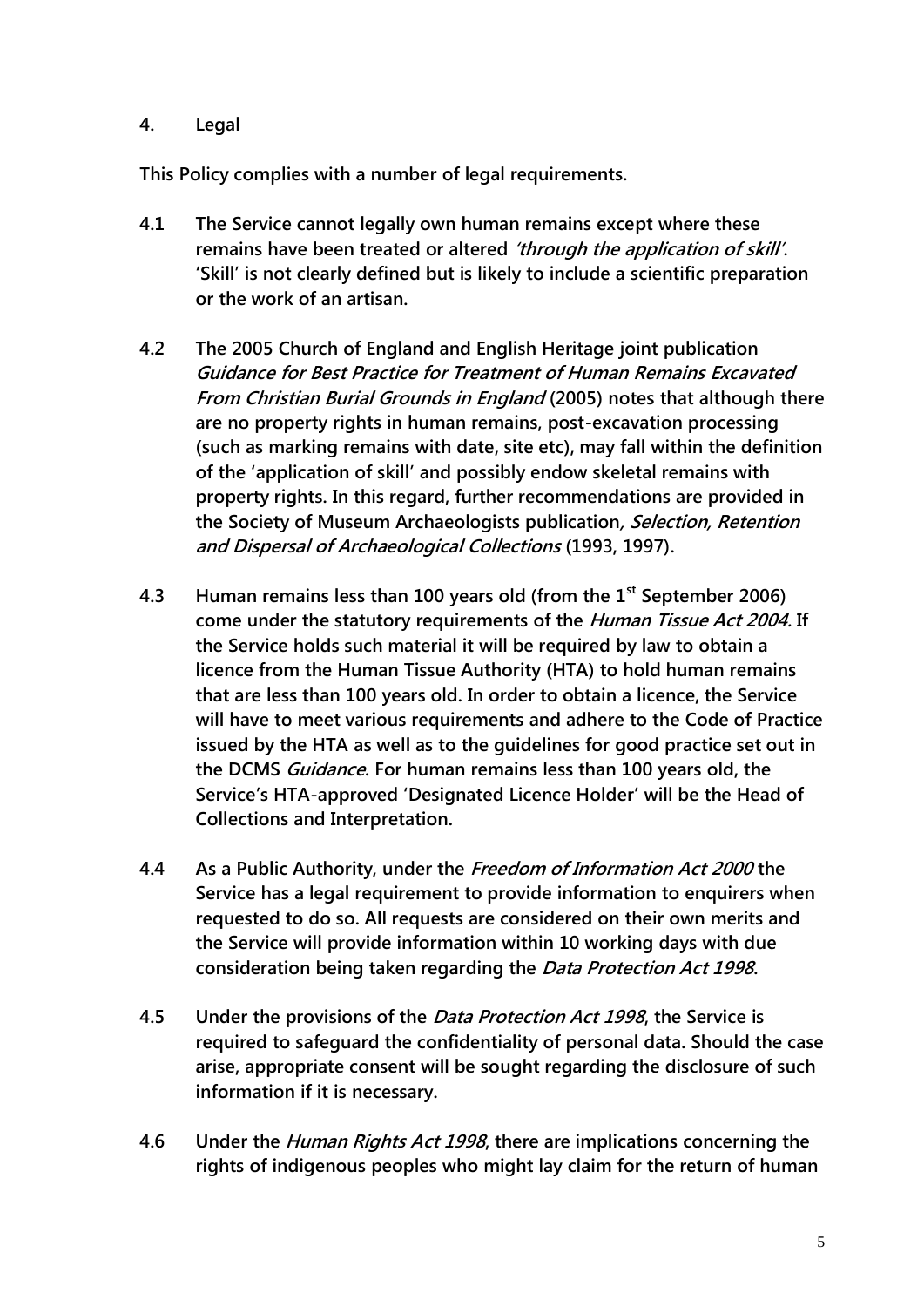## 4. Legal

**This Policy complies with a number of legal requirements.**

**4.1** **The Service cannot legally own human remains except where these remains have been treated or altered *'through the application of skill'*. 'Skill' is not clearly defined but is likely to include a scientific preparation or the work of an artisan.**

**4.2** **The 2005 Church of England and English Heritage joint publication *Guidance for Best Practice for Treatment of Human Remains Excavated From Christian Burial Grounds in England* (2005) notes that although there are no property rights in human remains, post-excavation processing (such as marking remains with date, site etc), may fall within the definition of the 'application of skill' and possibly endow skeletal remains with property rights. In this regard, further recommendations are provided in the Society of Museum Archaeologists publication*, Selection, Retention and Dispersal of Archaeological Collections* (1993, 1997).**

**4.3** **Human remains less than 100 years old (from the 1st September 2006) come under the statutory requirements of the *Human Tissue Act 2004.* If the Service holds such material it will be required by law to obtain a licence from the Human Tissue Authority (HTA) to hold human remains that are less than 100 years old. In order to obtain a licence, the Service will have to meet various requirements and adhere to the Code of Practice issued by the HTA as well as to the guidelines for good practice set out in the DCMS *Guidance*. For human remains less than 100 years old, the Service's HTA-approved 'Designated Licence Holder' will be the Head of Collections and Interpretation.**

**4.4** **As a Public Authority, under the *Freedom of Information Act 2000* the Service has a legal requirement to provide information to enquirers when requested to do so. All requests are considered on their own merits and the Service will provide information within 10 working days with due consideration being taken regarding the *Data Protection Act 1998*.**

**4.5** **Under the provisions of the *Data Protection Act 1998*, the Service is required to safeguard the confidentiality of personal data. Should the case arise, appropriate consent will be sought regarding the disclosure of such information if it is necessary.**

**4.6** **Under the *Human Rights Act 1998*, there are implications concerning the rights of indigenous peoples who might lay claim for the return of human**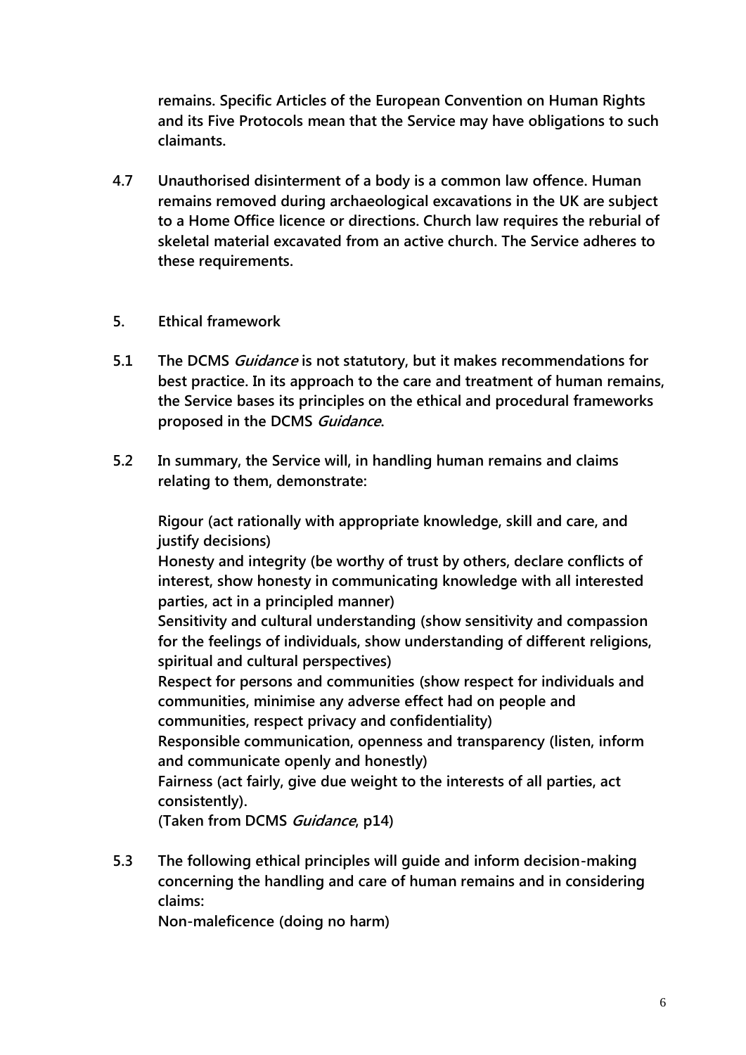**remains. Specific Articles of the European Convention on Human Rights and its Five Protocols mean that the Service may have obligations to such claimants.**

**4.7 Unauthorised disinterment of a body is a common law offence. Human remains removed during archaeological excavations in the UK are subject to a Home Office licence or directions. Church law requires the reburial of skeletal material excavated from an active church. The Service adheres to these requirements.**

## 5. Ethical framework

**5.1 The DCMS *Guidance* is not statutory, but it makes recommendations for best practice. In its approach to the care and treatment of human remains, the Service bases its principles on the ethical and procedural frameworks proposed in the DCMS *Guidance*.**

**5.2 In summary, the Service will, in handling human remains and claims relating to them, demonstrate:**

**Rigour (act rationally with appropriate knowledge, skill and care, and justify decisions)**
**Honesty and integrity (be worthy of trust by others, declare conflicts of interest, show honesty in communicating knowledge with all interested parties, act in a principled manner)**
**Sensitivity and cultural understanding (show sensitivity and compassion for the feelings of individuals, show understanding of different religions, spiritual and cultural perspectives)**
**Respect for persons and communities (show respect for individuals and communities, minimise any adverse effect had on people and communities, respect privacy and confidentiality)**
**Responsible communication, openness and transparency (listen, inform and communicate openly and honestly)**
**Fairness (act fairly, give due weight to the interests of all parties, act consistently).**
**(Taken from DCMS *Guidance*, p14)**

**5.3 The following ethical principles will guide and inform decision-making concerning the handling and care of human remains and in considering claims:**
**Non-maleficence (doing no harm)**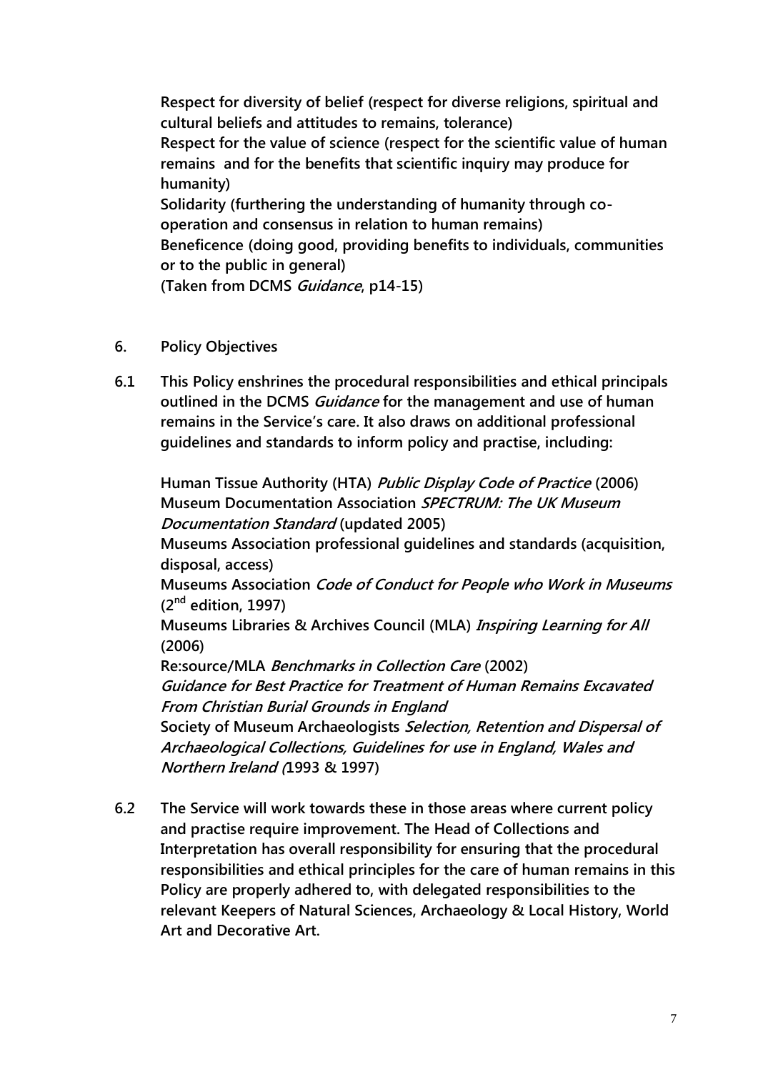**Respect for diversity of belief (respect for diverse religions, spiritual and cultural beliefs and attitudes to remains, tolerance)**
**Respect for the value of science (respect for the scientific value of human remains and for the benefits that scientific inquiry may produce for humanity)**
**Solidarity (furthering the understanding of humanity through co-operation and consensus in relation to human remains)**
**Beneficence (doing good, providing benefits to individuals, communities or to the public in general)**
**(Taken from DCMS *Guidance*, p14-15)**

## 6. Policy Objectives

**6.1 This Policy enshrines the procedural responsibilities and ethical principals outlined in the DCMS *Guidance* for the management and use of human remains in the Service's care. It also draws on additional professional guidelines and standards to inform policy and practise, including:**

**Human Tissue Authority (HTA) *Public Display Code of Practice* (2006)**
**Museum Documentation Association *SPECTRUM: The UK Museum Documentation Standard* (updated 2005)**
**Museums Association professional guidelines and standards (acquisition, disposal, access)**
**Museums Association *Code of Conduct for People who Work in Museums* (2nd edition, 1997)**
**Museums Libraries & Archives Council (MLA) *Inspiring Learning for All* (2006)**
**Re:source/MLA *Benchmarks in Collection Care* (2002)**
***Guidance for Best Practice for Treatment of Human Remains Excavated From Christian Burial Grounds in England***
**Society of Museum Archaeologists *Selection, Retention and Dispersal of Archaeological Collections, Guidelines for use in England, Wales and Northern Ireland (*1993 & 1997)**

**6.2 The Service will work towards these in those areas where current policy and practise require improvement. The Head of Collections and Interpretation has overall responsibility for ensuring that the procedural responsibilities and ethical principles for the care of human remains in this Policy are properly adhered to, with delegated responsibilities to the relevant Keepers of Natural Sciences, Archaeology & Local History, World Art and Decorative Art.**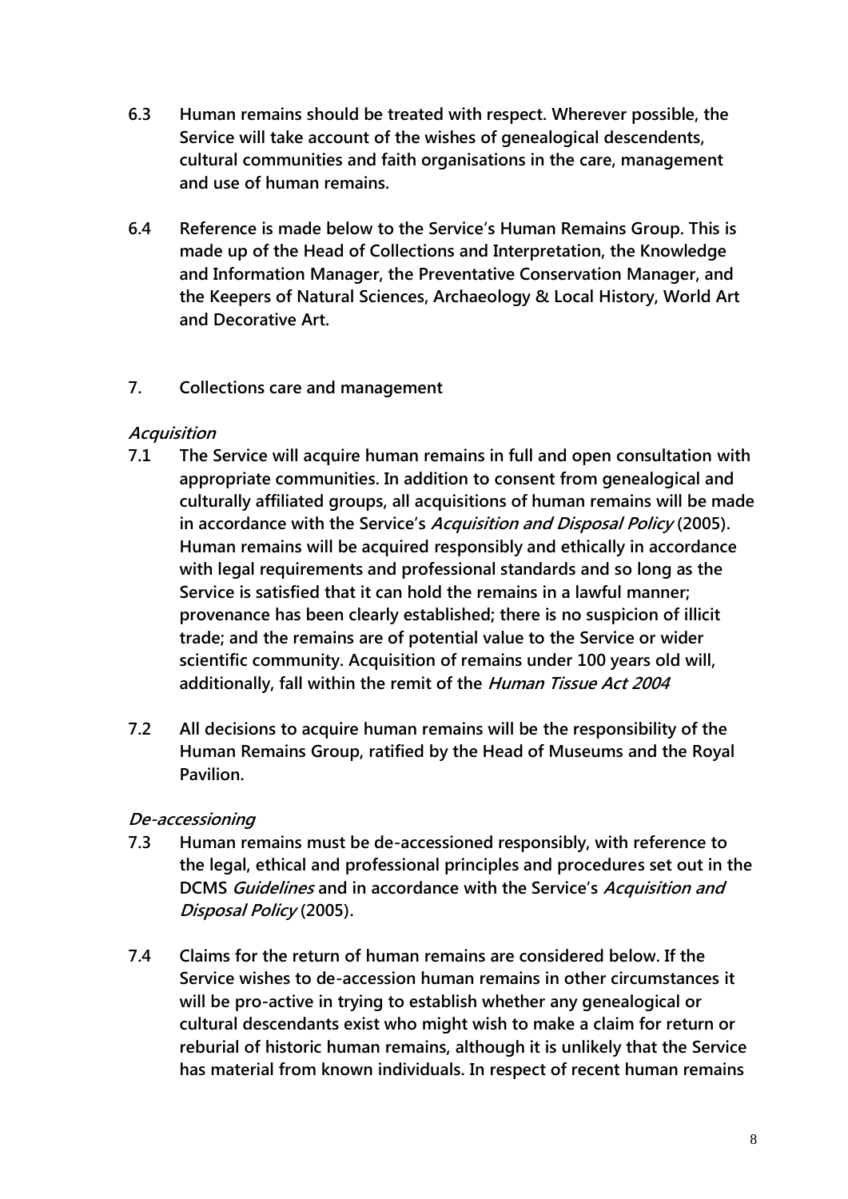**6.3 Human remains should be treated with respect. Wherever possible, the Service will take account of the wishes of genealogical descendents, cultural communities and faith organisations in the care, management and use of human remains.**

**6.4 Reference is made below to the Service's Human Remains Group. This is made up of the Head of Collections and Interpretation, the Knowledge and Information Manager, the Preventative Conservation Manager, and the Keepers of Natural Sciences, Archaeology & Local History, World Art and Decorative Art.**

## 7. Collections care and management

### *Acquisition*

**7.1 The Service will acquire human remains in full and open consultation with appropriate communities. In addition to consent from genealogical and culturally affiliated groups, all acquisitions of human remains will be made in accordance with the Service's *Acquisition and Disposal Policy* (2005). Human remains will be acquired responsibly and ethically in accordance with legal requirements and professional standards and so long as the Service is satisfied that it can hold the remains in a lawful manner; provenance has been clearly established; there is no suspicion of illicit trade; and the remains are of potential value to the Service or wider scientific community. Acquisition of remains under 100 years old will, additionally, fall within the remit of the *Human Tissue Act 2004***

**7.2 All decisions to acquire human remains will be the responsibility of the Human Remains Group, ratified by the Head of Museums and the Royal Pavilion.**

### *De-accessioning*

**7.3 Human remains must be de-accessioned responsibly, with reference to the legal, ethical and professional principles and procedures set out in the DCMS *Guidelines* and in accordance with the Service's *Acquisition and Disposal Policy* (2005).**

**7.4 Claims for the return of human remains are considered below. If the Service wishes to de-accession human remains in other circumstances it will be pro-active in trying to establish whether any genealogical or cultural descendants exist who might wish to make a claim for return or reburial of historic human remains, although it is unlikely that the Service has material from known individuals. In respect of recent human remains**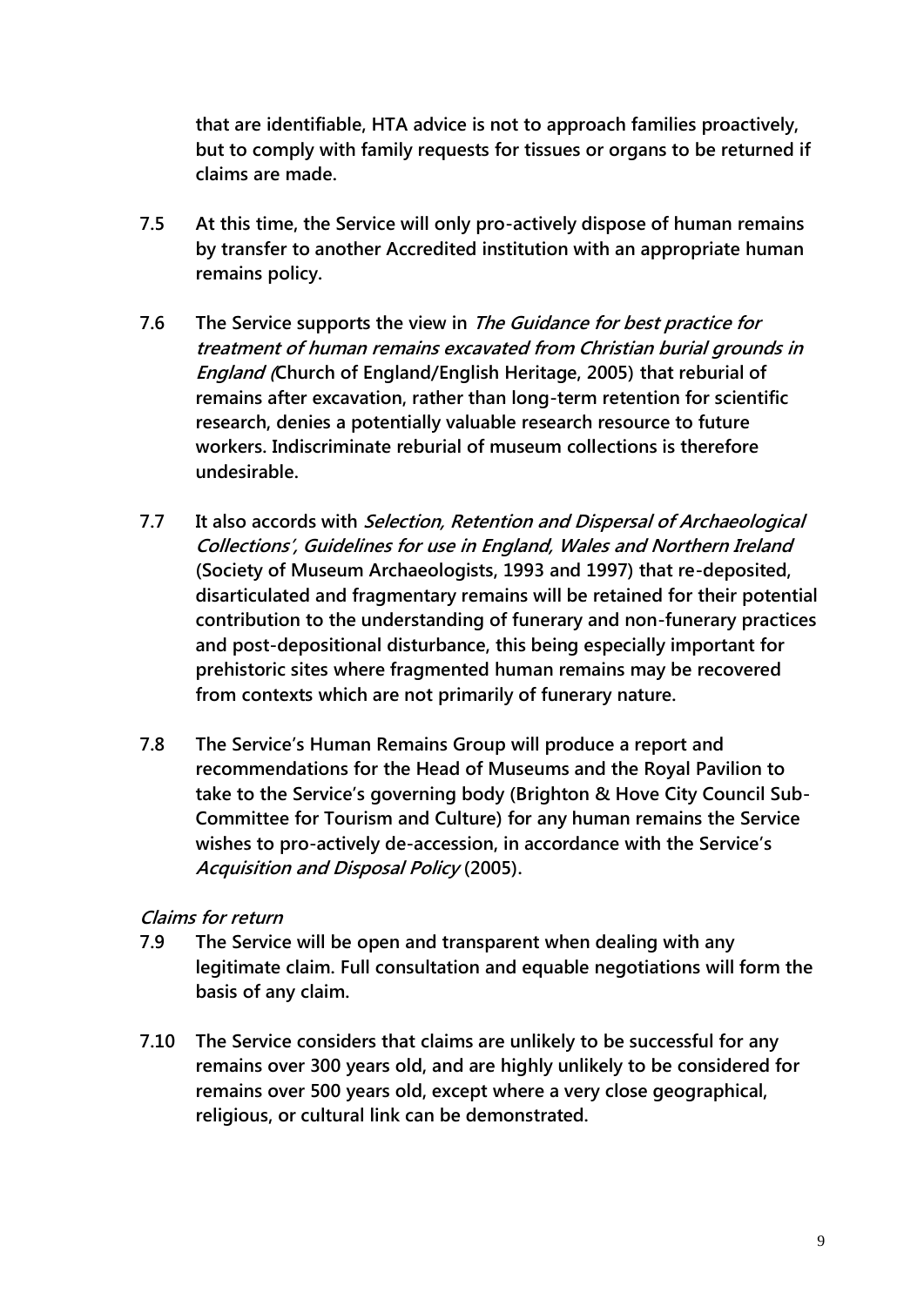**that are identifiable, HTA advice is not to approach families proactively, but to comply with family requests for tissues or organs to be returned if claims are made.**

**7.5 At this time, the Service will only pro-actively dispose of human remains by transfer to another Accredited institution with an appropriate human remains policy.**

**7.6 The Service supports the view in *The Guidance for best practice for treatment of human remains excavated from Christian burial grounds in England (*Church of England/English Heritage, 2005) that reburial of remains after excavation, rather than long-term retention for scientific research, denies a potentially valuable research resource to future workers. Indiscriminate reburial of museum collections is therefore undesirable.**

**7.7 It also accords with *Selection, Retention and Dispersal of Archaeological Collections', Guidelines for use in England, Wales and Northern Ireland* (Society of Museum Archaeologists, 1993 and 1997) that re-deposited, disarticulated and fragmentary remains will be retained for their potential contribution to the understanding of funerary and non-funerary practices and post-depositional disturbance, this being especially important for prehistoric sites where fragmented human remains may be recovered from contexts which are not primarily of funerary nature.**

**7.8 The Service's Human Remains Group will produce a report and recommendations for the Head of Museums and the Royal Pavilion to take to the Service's governing body (Brighton & Hove City Council Sub-Committee for Tourism and Culture) for any human remains the Service wishes to pro-actively de-accession, in accordance with the Service's *Acquisition and Disposal Policy* (2005).**

***Claims for return***

**7.9 The Service will be open and transparent when dealing with any legitimate claim. Full consultation and equable negotiations will form the basis of any claim.**

**7.10 The Service considers that claims are unlikely to be successful for any remains over 300 years old, and are highly unlikely to be considered for remains over 500 years old, except where a very close geographical, religious, or cultural link can be demonstrated.**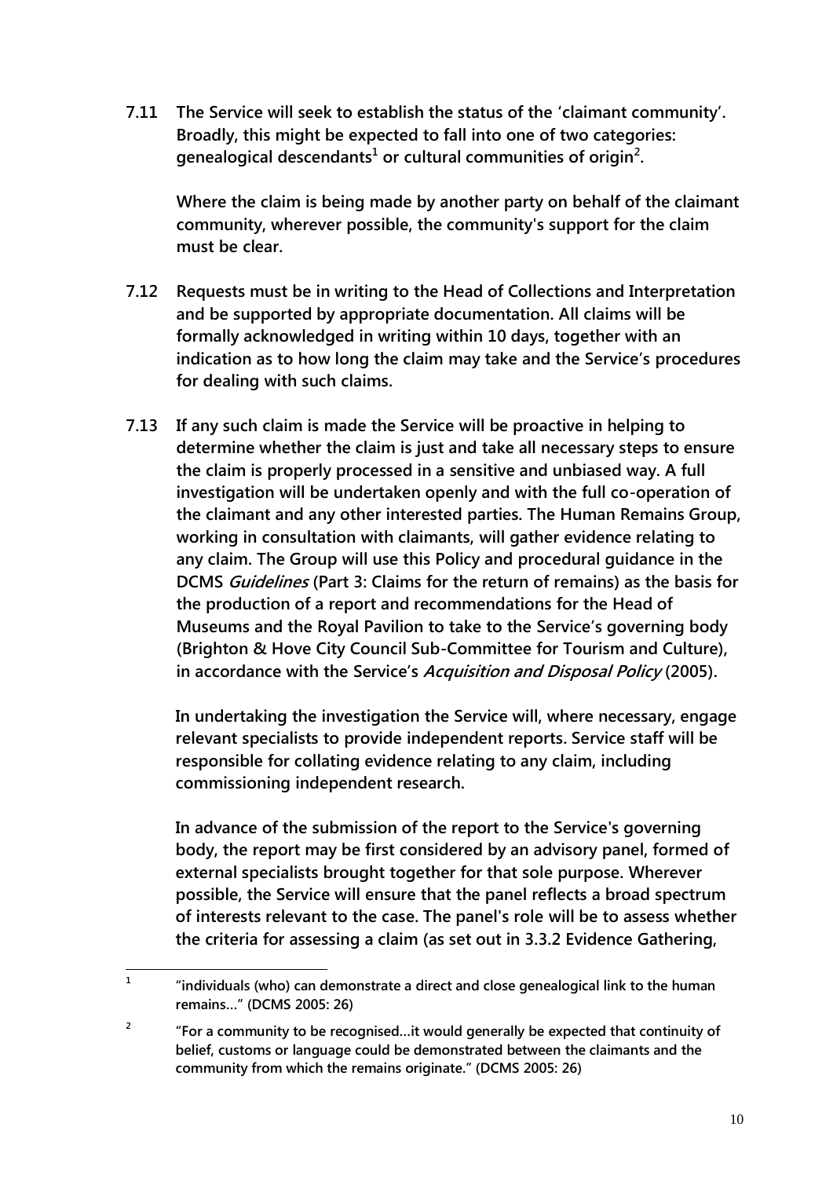**7.11 The Service will seek to establish the status of the 'claimant community'. Broadly, this might be expected to fall into one of two categories: genealogical descendants[1] or cultural communities of origin[2].**

**Where the claim is being made by another party on behalf of the claimant community, wherever possible, the community's support for the claim must be clear.**

**7.12 Requests must be in writing to the Head of Collections and Interpretation and be supported by appropriate documentation. All claims will be formally acknowledged in writing within 10 days, together with an indication as to how long the claim may take and the Service's procedures for dealing with such claims.**

**7.13 If any such claim is made the Service will be proactive in helping to determine whether the claim is just and take all necessary steps to ensure the claim is properly processed in a sensitive and unbiased way. A full investigation will be undertaken openly and with the full co-operation of the claimant and any other interested parties. The Human Remains Group, working in consultation with claimants, will gather evidence relating to any claim. The Group will use this Policy and procedural guidance in the DCMS *Guidelines* (Part 3: Claims for the return of remains) as the basis for the production of a report and recommendations for the Head of Museums and the Royal Pavilion to take to the Service's governing body (Brighton & Hove City Council Sub-Committee for Tourism and Culture), in accordance with the Service's *Acquisition and Disposal Policy* (2005).**

**In undertaking the investigation the Service will, where necessary, engage relevant specialists to provide independent reports. Service staff will be responsible for collating evidence relating to any claim, including commissioning independent research.**

**In advance of the submission of the report to the Service's governing body, the report may be first considered by an advisory panel, formed of external specialists brought together for that sole purpose. Wherever possible, the Service will ensure that the panel reflects a broad spectrum of interests relevant to the case. The panel's role will be to assess whether the criteria for assessing a claim (as set out in 3.3.2 Evidence Gathering,**

---

[1] **"individuals (who) can demonstrate a direct and close genealogical link to the human remains…" (DCMS 2005: 26)**

[2] **"For a community to be recognised…it would generally be expected that continuity of belief, customs or language could be demonstrated between the claimants and the community from which the remains originate." (DCMS 2005: 26)**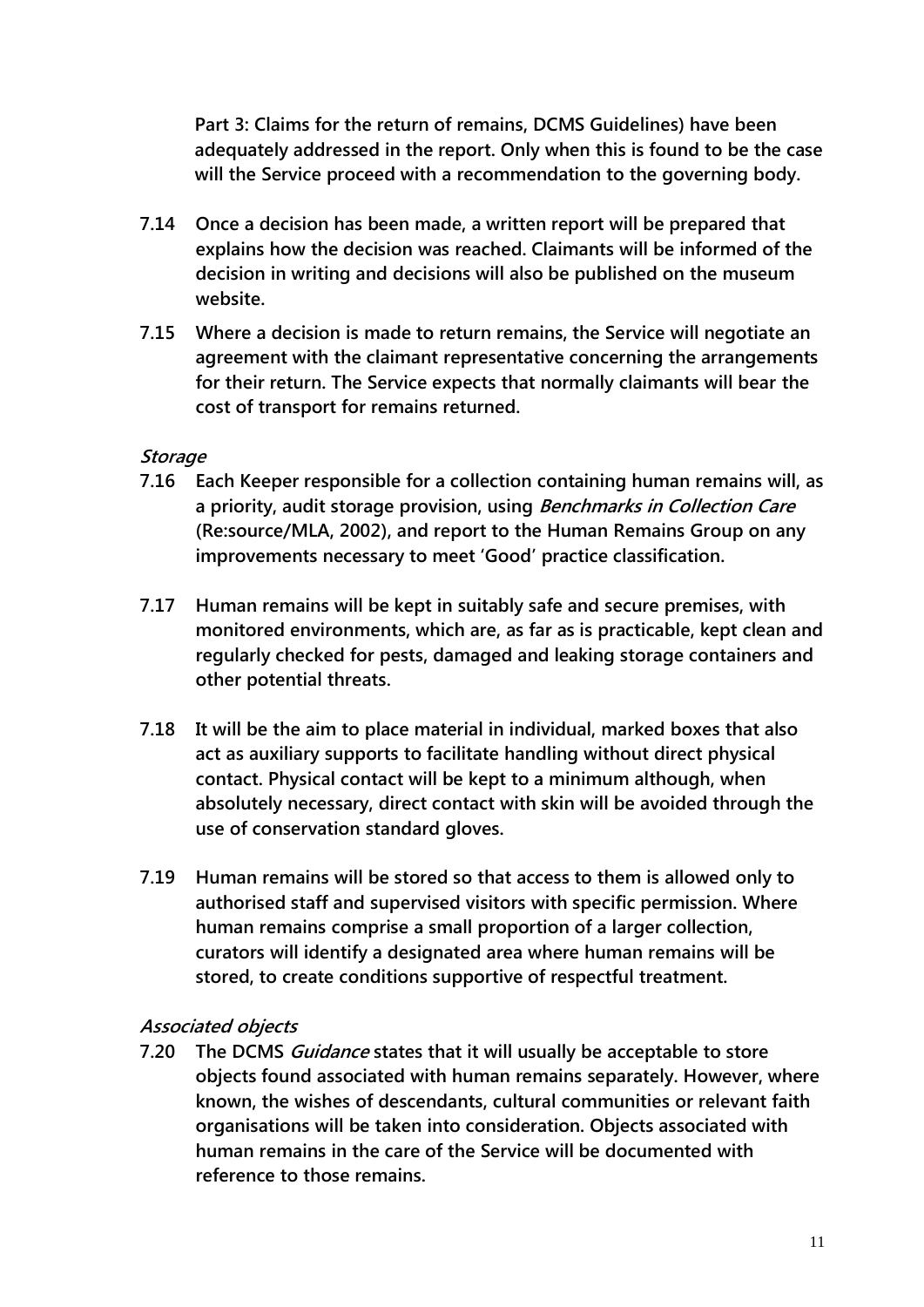**Part 3: Claims for the return of remains, DCMS Guidelines) have been adequately addressed in the report. Only when this is found to be the case will the Service proceed with a recommendation to the governing body.**

**7.14 Once a decision has been made, a written report will be prepared that explains how the decision was reached. Claimants will be informed of the decision in writing and decisions will also be published on the museum website.**

**7.15 Where a decision is made to return remains, the Service will negotiate an agreement with the claimant representative concerning the arrangements for their return. The Service expects that normally claimants will bear the cost of transport for remains returned.**

***Storage***

**7.16 Each Keeper responsible for a collection containing human remains will, as a priority, audit storage provision, using *Benchmarks in Collection Care* (Re:source/MLA, 2002), and report to the Human Remains Group on any improvements necessary to meet 'Good' practice classification.**

**7.17 Human remains will be kept in suitably safe and secure premises, with monitored environments, which are, as far as is practicable, kept clean and regularly checked for pests, damaged and leaking storage containers and other potential threats.**

**7.18 It will be the aim to place material in individual, marked boxes that also act as auxiliary supports to facilitate handling without direct physical contact. Physical contact will be kept to a minimum although, when absolutely necessary, direct contact with skin will be avoided through the use of conservation standard gloves.**

**7.19 Human remains will be stored so that access to them is allowed only to authorised staff and supervised visitors with specific permission. Where human remains comprise a small proportion of a larger collection, curators will identify a designated area where human remains will be stored, to create conditions supportive of respectful treatment.**

***Associated objects***

**7.20 The DCMS *Guidance* states that it will usually be acceptable to store objects found associated with human remains separately. However, where known, the wishes of descendants, cultural communities or relevant faith organisations will be taken into consideration. Objects associated with human remains in the care of the Service will be documented with reference to those remains.**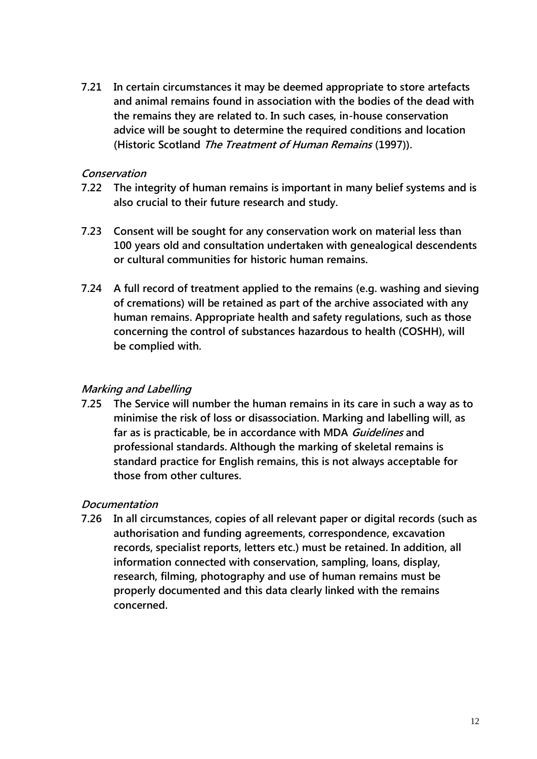**7.21 In certain circumstances it may be deemed appropriate to store artefacts and animal remains found in association with the bodies of the dead with the remains they are related to. In such cases, in-house conservation advice will be sought to determine the required conditions and location (Historic Scotland *The Treatment of Human Remains* (1997)).**

### *Conservation*

**7.22 The integrity of human remains is important in many belief systems and is also crucial to their future research and study.**

**7.23 Consent will be sought for any conservation work on material less than 100 years old and consultation undertaken with genealogical descendents or cultural communities for historic human remains.**

**7.24 A full record of treatment applied to the remains (e.g. washing and sieving of cremations) will be retained as part of the archive associated with any human remains. Appropriate health and safety regulations, such as those concerning the control of substances hazardous to health (COSHH), will be complied with.**

### *Marking and Labelling*

**7.25 The Service will number the human remains in its care in such a way as to minimise the risk of loss or disassociation. Marking and labelling will, as far as is practicable, be in accordance with MDA *Guidelines* and professional standards. Although the marking of skeletal remains is standard practice for English remains, this is not always acceptable for those from other cultures.**

### *Documentation*

**7.26 In all circumstances, copies of all relevant paper or digital records (such as authorisation and funding agreements, correspondence, excavation records, specialist reports, letters etc.) must be retained. In addition, all information connected with conservation, sampling, loans, display, research, filming, photography and use of human remains must be properly documented and this data clearly linked with the remains concerned.**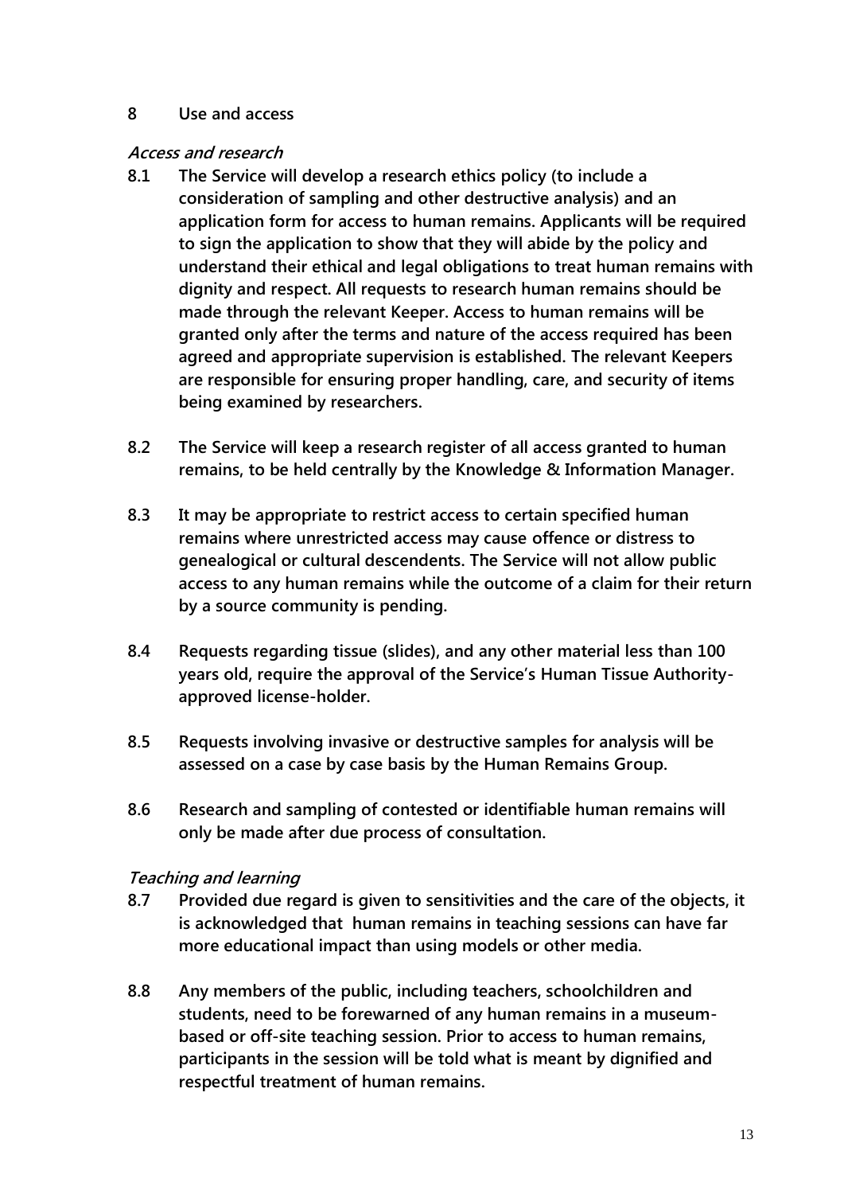## 8 Use and access

### *Access and research*

**8.1 The Service will develop a research ethics policy (to include a consideration of sampling and other destructive analysis) and an application form for access to human remains. Applicants will be required to sign the application to show that they will abide by the policy and understand their ethical and legal obligations to treat human remains with dignity and respect. All requests to research human remains should be made through the relevant Keeper. Access to human remains will be granted only after the terms and nature of the access required has been agreed and appropriate supervision is established. The relevant Keepers are responsible for ensuring proper handling, care, and security of items being examined by researchers.**

**8.2 The Service will keep a research register of all access granted to human remains, to be held centrally by the Knowledge & Information Manager.**

**8.3 It may be appropriate to restrict access to certain specified human remains where unrestricted access may cause offence or distress to genealogical or cultural descendents. The Service will not allow public access to any human remains while the outcome of a claim for their return by a source community is pending.**

**8.4 Requests regarding tissue (slides), and any other material less than 100 years old, require the approval of the Service's Human Tissue Authority-approved license-holder.**

**8.5 Requests involving invasive or destructive samples for analysis will be assessed on a case by case basis by the Human Remains Group.**

**8.6 Research and sampling of contested or identifiable human remains will only be made after due process of consultation.**

### *Teaching and learning*

**8.7 Provided due regard is given to sensitivities and the care of the objects, it is acknowledged that human remains in teaching sessions can have far more educational impact than using models or other media.**

**8.8 Any members of the public, including teachers, schoolchildren and students, need to be forewarned of any human remains in a museum-based or off-site teaching session. Prior to access to human remains, participants in the session will be told what is meant by dignified and respectful treatment of human remains.**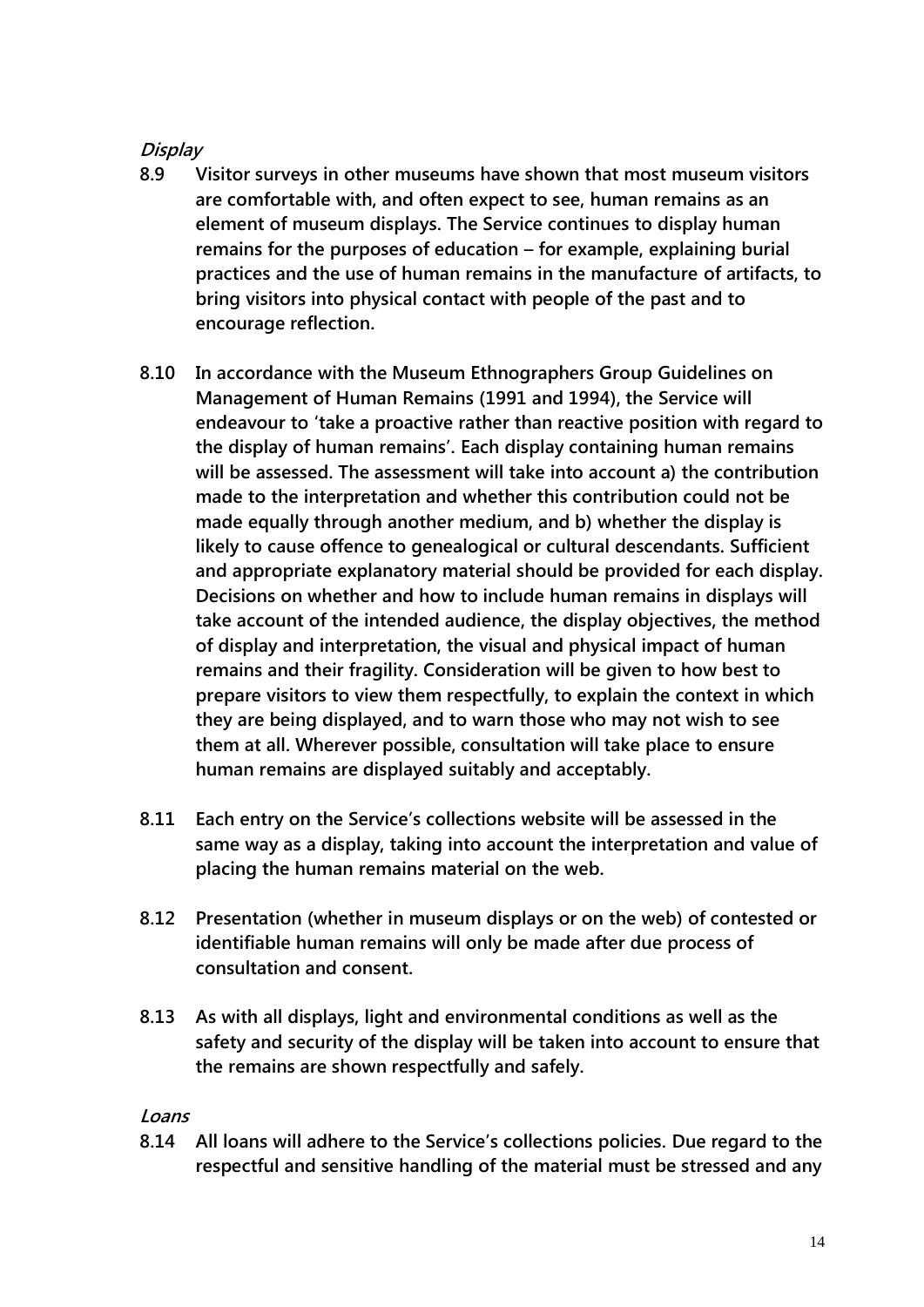***Display***

**8.9 Visitor surveys in other museums have shown that most museum visitors are comfortable with, and often expect to see, human remains as an element of museum displays. The Service continues to display human remains for the purposes of education – for example, explaining burial practices and the use of human remains in the manufacture of artifacts, to bring visitors into physical contact with people of the past and to encourage reflection.**

**8.10 In accordance with the Museum Ethnographers Group Guidelines on Management of Human Remains (1991 and 1994), the Service will endeavour to 'take a proactive rather than reactive position with regard to the display of human remains'. Each display containing human remains will be assessed. The assessment will take into account a) the contribution made to the interpretation and whether this contribution could not be made equally through another medium, and b) whether the display is likely to cause offence to genealogical or cultural descendants. Sufficient and appropriate explanatory material should be provided for each display. Decisions on whether and how to include human remains in displays will take account of the intended audience, the display objectives, the method of display and interpretation, the visual and physical impact of human remains and their fragility. Consideration will be given to how best to prepare visitors to view them respectfully, to explain the context in which they are being displayed, and to warn those who may not wish to see them at all. Wherever possible, consultation will take place to ensure human remains are displayed suitably and acceptably.**

**8.11 Each entry on the Service's collections website will be assessed in the same way as a display, taking into account the interpretation and value of placing the human remains material on the web.**

**8.12 Presentation (whether in museum displays or on the web) of contested or identifiable human remains will only be made after due process of consultation and consent.**

**8.13 As with all displays, light and environmental conditions as well as the safety and security of the display will be taken into account to ensure that the remains are shown respectfully and safely.**

***Loans***

**8.14 All loans will adhere to the Service's collections policies. Due regard to the respectful and sensitive handling of the material must be stressed and any**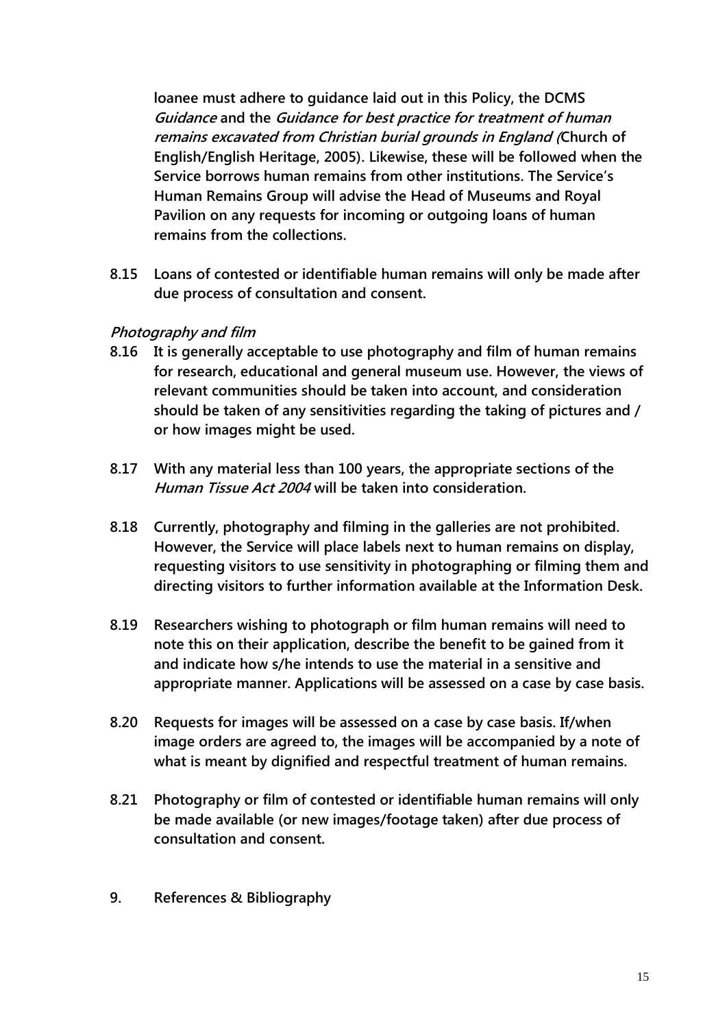**loanee must adhere to guidance laid out in this Policy, the DCMS *Guidance* and the *Guidance for best practice for treatment of human remains excavated from Christian burial grounds in England (*Church of English/English Heritage, 2005). Likewise, these will be followed when the Service borrows human remains from other institutions. The Service's Human Remains Group will advise the Head of Museums and Royal Pavilion on any requests for incoming or outgoing loans of human remains from the collections.**

**8.15 Loans of contested or identifiable human remains will only be made after due process of consultation and consent.**

***Photography and film***

**8.16 It is generally acceptable to use photography and film of human remains for research, educational and general museum use. However, the views of relevant communities should be taken into account, and consideration should be taken of any sensitivities regarding the taking of pictures and / or how images might be used.**

**8.17 With any material less than 100 years, the appropriate sections of the *Human Tissue Act 2004* will be taken into consideration.**

**8.18 Currently, photography and filming in the galleries are not prohibited. However, the Service will place labels next to human remains on display, requesting visitors to use sensitivity in photographing or filming them and directing visitors to further information available at the Information Desk.**

**8.19 Researchers wishing to photograph or film human remains will need to note this on their application, describe the benefit to be gained from it and indicate how s/he intends to use the material in a sensitive and appropriate manner. Applications will be assessed on a case by case basis.**

**8.20 Requests for images will be assessed on a case by case basis. If/when image orders are agreed to, the images will be accompanied by a note of what is meant by dignified and respectful treatment of human remains.**

**8.21 Photography or film of contested or identifiable human remains will only be made available (or new images/footage taken) after due process of consultation and consent.**

## 9. References & Bibliography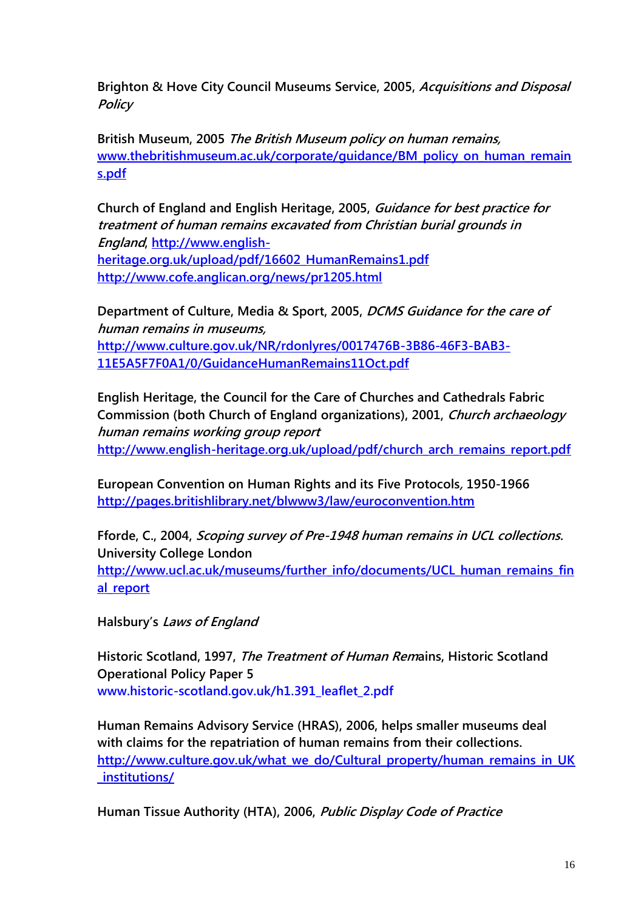Brighton & Hove City Council Museums Service, 2005, *Acquisitions and Disposal Policy*

British Museum, 2005 *The British Museum policy on human remains,* www.thebritishmuseum.ac.uk/corporate/guidance/BM_policy_on_human_remains.pdf

Church of England and English Heritage, 2005, *Guidance for best practice for treatment of human remains excavated from Christian burial grounds in England*, http://www.english-heritage.org.uk/upload/pdf/16602_HumanRemains1.pdf http://www.cofe.anglican.org/news/pr1205.html

Department of Culture, Media & Sport, 2005, *DCMS Guidance for the care of human remains in museums,* http://www.culture.gov.uk/NR/rdonlyres/0017476B-3B86-46F3-BAB3-11E5A5F7F0A1/0/GuidanceHumanRemains11Oct.pdf

English Heritage, the Council for the Care of Churches and Cathedrals Fabric Commission (both Church of England organizations), 2001, *Church archaeology human remains working group report* http://www.english-heritage.org.uk/upload/pdf/church_arch_remains_report.pdf

European Convention on Human Rights and its Five Protocols*,* 1950-1966 http://pages.britishlibrary.net/blwww3/law/euroconvention.htm

Fforde, C., 2004, *Scoping survey of Pre-1948 human remains in UCL collections*. University College London http://www.ucl.ac.uk/museums/further_info/documents/UCL_human_remains_final_report

Halsbury's *Laws of England*

Historic Scotland, 1997, *The Treatment of Human Rem*ains, Historic Scotland Operational Policy Paper 5 www.historic-scotland.gov.uk/h1.391_leaflet_2.pdf

Human Remains Advisory Service (HRAS), 2006, helps smaller museums deal with claims for the repatriation of human remains from their collections. http://www.culture.gov.uk/what_we_do/Cultural_property/human_remains_in_UK_institutions/

Human Tissue Authority (HTA), 2006, *Public Display Code of Practice*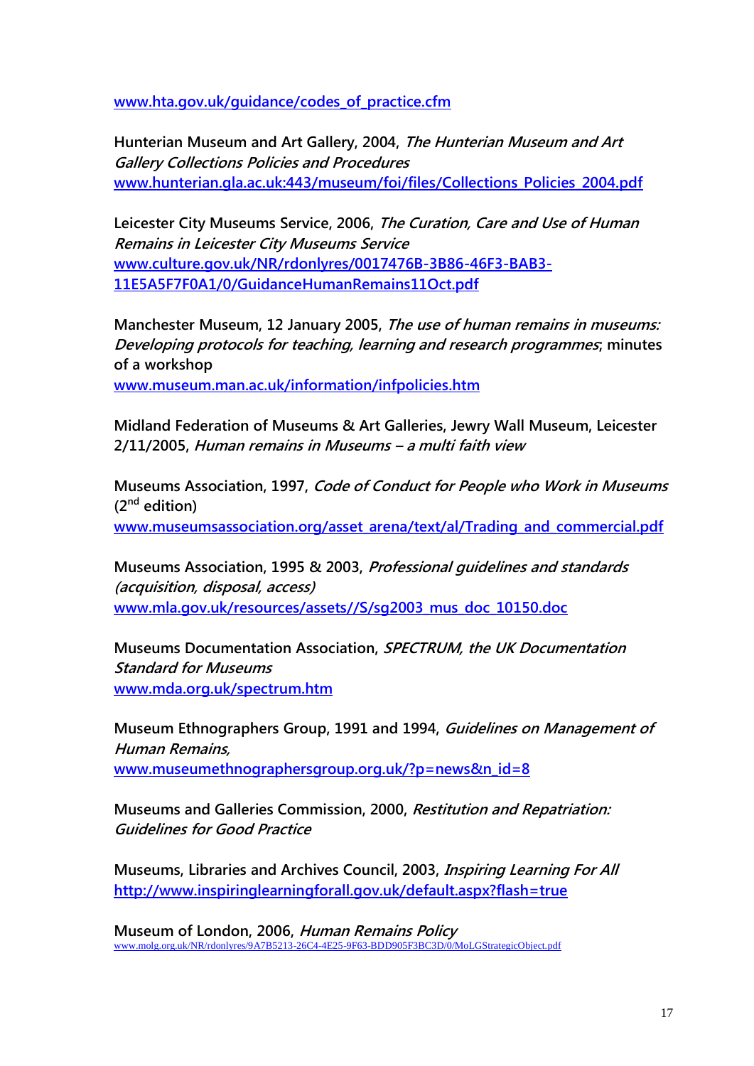www.hta.gov.uk/guidance/codes_of_practice.cfm

Hunterian Museum and Art Gallery, 2004, *The Hunterian Museum and Art Gallery Collections Policies and Procedures*
www.hunterian.gla.ac.uk:443/museum/foi/files/Collections_Policies_2004.pdf

Leicester City Museums Service, 2006, *The Curation, Care and Use of Human Remains in Leicester City Museums Service*
www.culture.gov.uk/NR/rdonlyres/0017476B-3B86-46F3-BAB3-11E5A5F7F0A1/0/GuidanceHumanRemains11Oct.pdf

Manchester Museum, 12 January 2005, *The use of human remains in museums: Developing protocols for teaching, learning and research programmes*; minutes of a workshop
www.museum.man.ac.uk/information/infpolicies.htm

Midland Federation of Museums & Art Galleries, Jewry Wall Museum, Leicester 2/11/2005, *Human remains in Museums – a multi faith view*

Museums Association, 1997, *Code of Conduct for People who Work in Museums* (2nd edition)
www.museumsassociation.org/asset_arena/text/al/Trading_and_commercial.pdf

Museums Association, 1995 & 2003, *Professional guidelines and standards (acquisition, disposal, access)*
www.mla.gov.uk/resources/assets//S/sg2003_mus_doc_10150.doc

Museums Documentation Association, *SPECTRUM, the UK Documentation Standard for Museums*
www.mda.org.uk/spectrum.htm

Museum Ethnographers Group, 1991 and 1994, *Guidelines on Management of Human Remains,*
www.museumethnographersgroup.org.uk/?p=news&n_id=8

Museums and Galleries Commission, 2000, *Restitution and Repatriation: Guidelines for Good Practice*

Museums, Libraries and Archives Council, 2003, *Inspiring Learning For All*
http://www.inspiringlearningforall.gov.uk/default.aspx?flash=true

Museum of London, 2006, *Human Remains Policy*
www.molg.org.uk/NR/rdonlyres/9A7B5213-26C4-4E25-9F63-BDD905F3BC3D/0/MoLGStrategicObject.pdf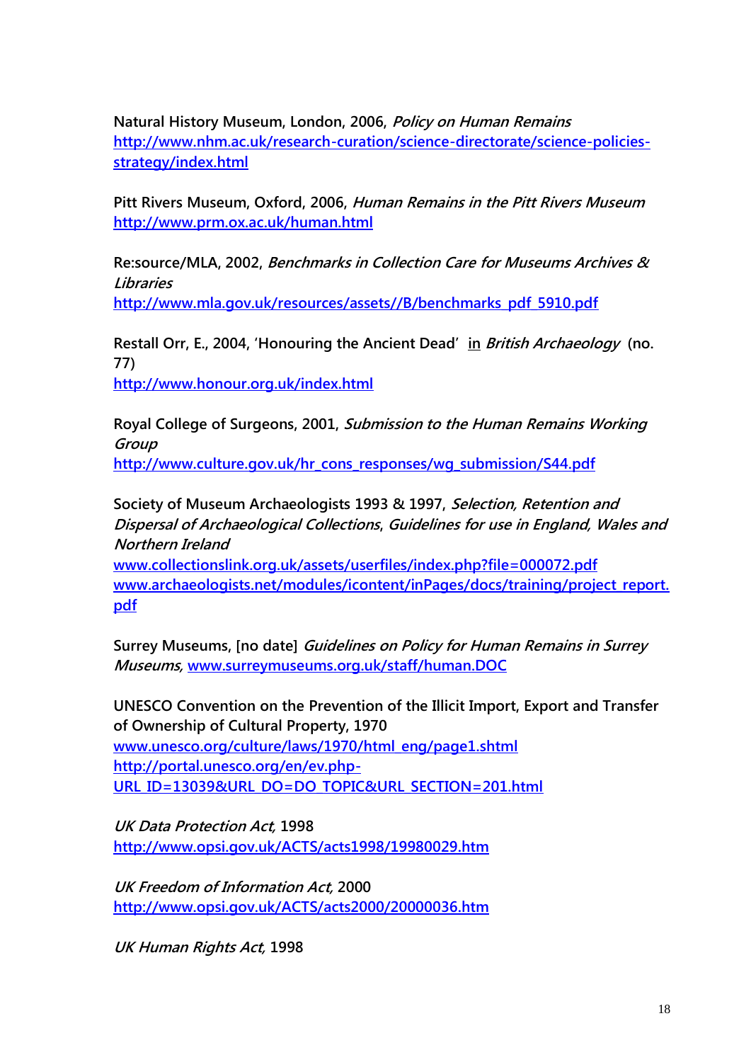Natural History Museum, London, 2006, *Policy on Human Remains*
http://www.nhm.ac.uk/research-curation/science-directorate/science-policies-strategy/index.html

Pitt Rivers Museum, Oxford, 2006, *Human Remains in the Pitt Rivers Museum*
http://www.prm.ox.ac.uk/human.html

Re:source/MLA, 2002, *Benchmarks in Collection Care for Museums Archives & Libraries*
http://www.mla.gov.uk/resources/assets//B/benchmarks_pdf_5910.pdf

Restall Orr, E., 2004, 'Honouring the Ancient Dead' in *British Archaeology* (no. 77)
http://www.honour.org.uk/index.html

Royal College of Surgeons, 2001, *Submission to the Human Remains Working Group*
http://www.culture.gov.uk/hr_cons_responses/wg_submission/S44.pdf

Society of Museum Archaeologists 1993 & 1997, *Selection, Retention and Dispersal of Archaeological Collections*, *Guidelines for use in England, Wales and Northern Ireland*
www.collectionslink.org.uk/assets/userfiles/index.php?file=000072.pdf
www.archaeologists.net/modules/icontent/inPages/docs/training/project_report.pdf

Surrey Museums, [no date] *Guidelines on Policy for Human Remains in Surrey Museums,* www.surreymuseums.org.uk/staff/human.DOC

UNESCO Convention on the Prevention of the Illicit Import, Export and Transfer of Ownership of Cultural Property, 1970
www.unesco.org/culture/laws/1970/html_eng/page1.shtml
http://portal.unesco.org/en/ev.php-URL_ID=13039&URL_DO=DO_TOPIC&URL_SECTION=201.html

*UK Data Protection Act,* 1998
http://www.opsi.gov.uk/ACTS/acts1998/19980029.htm

*UK Freedom of Information Act,* 2000
http://www.opsi.gov.uk/ACTS/acts2000/20000036.htm

*UK Human Rights Act,* 1998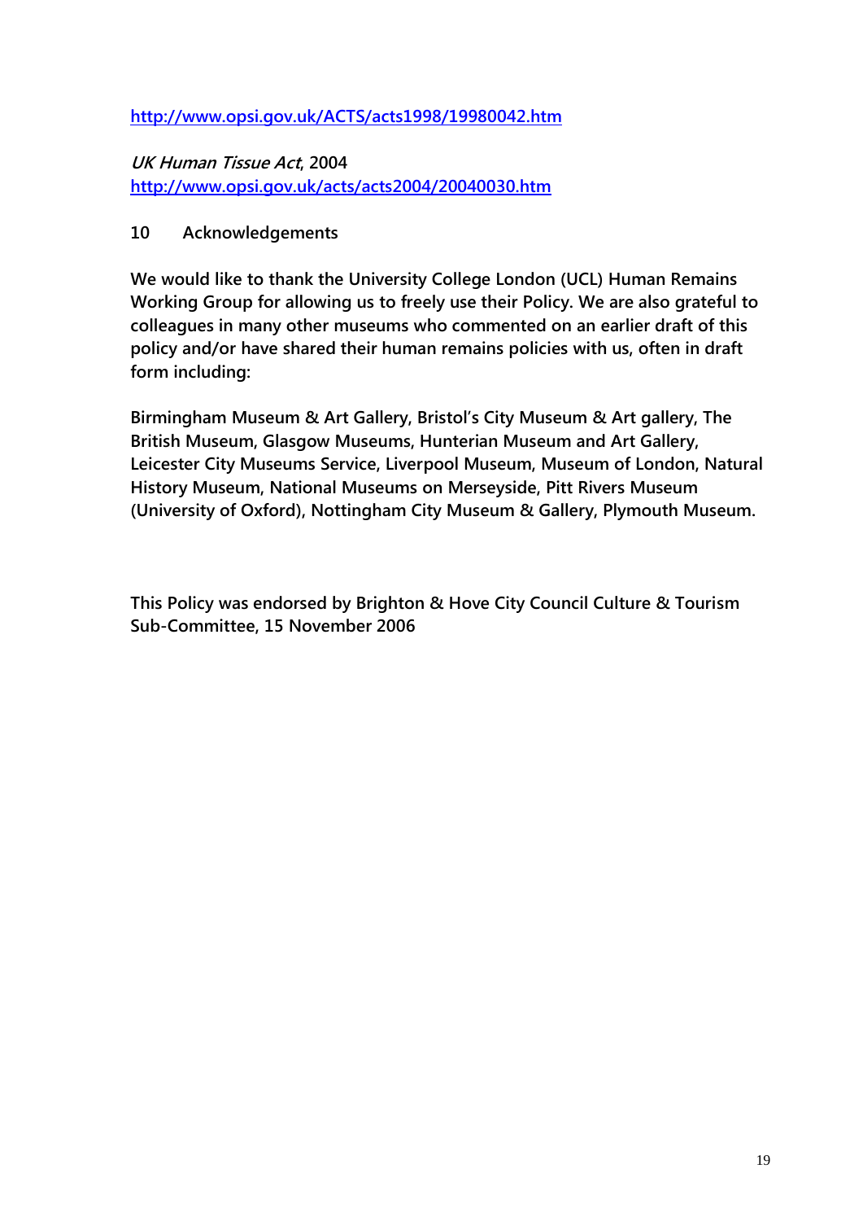http://www.opsi.gov.uk/ACTS/acts1998/19980042.htm

*UK Human Tissue Act*, 2004
http://www.opsi.gov.uk/acts/acts2004/20040030.htm

## 10 Acknowledgements

**We would like to thank the University College London (UCL) Human Remains Working Group for allowing us to freely use their Policy. We are also grateful to colleagues in many other museums who commented on an earlier draft of this policy and/or have shared their human remains policies with us, often in draft form including:**

**Birmingham Museum & Art Gallery, Bristol's City Museum & Art gallery, The British Museum, Glasgow Museums, Hunterian Museum and Art Gallery, Leicester City Museums Service, Liverpool Museum, Museum of London, Natural History Museum, National Museums on Merseyside, Pitt Rivers Museum (University of Oxford), Nottingham City Museum & Gallery, Plymouth Museum.**

**This Policy was endorsed by Brighton & Hove City Council Culture & Tourism Sub-Committee, 15 November 2006**